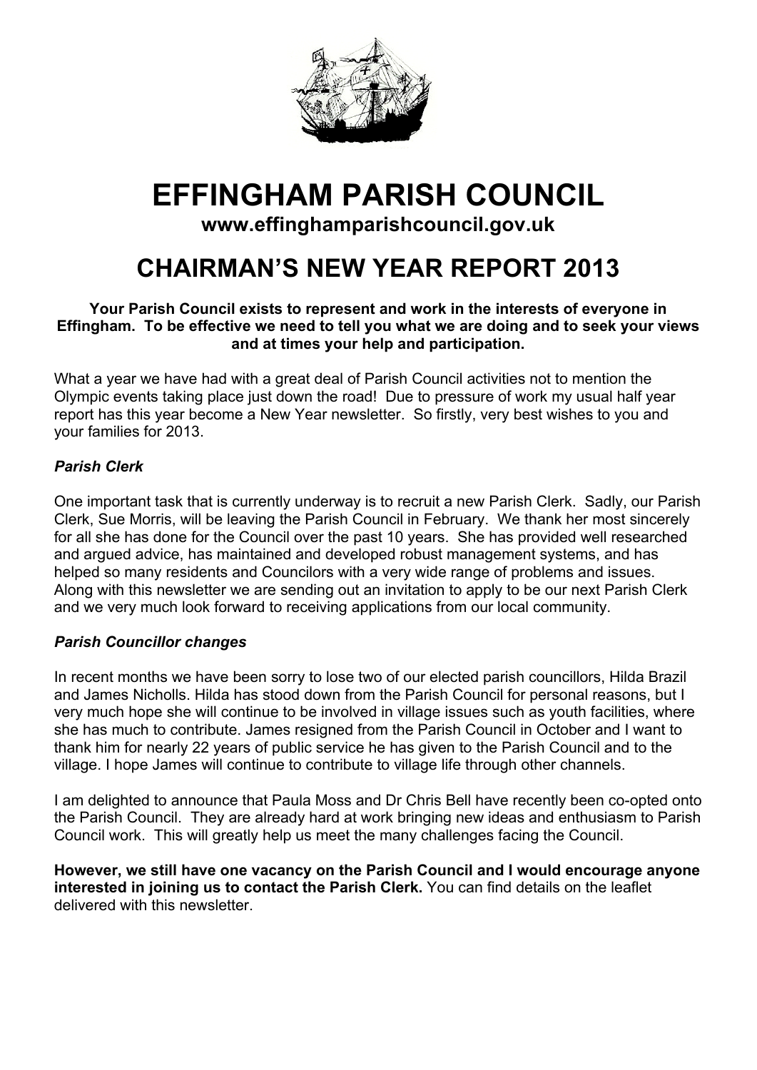# EFFINGHAM PARISH COUNCIL

**www.effinghamparishcouncil.gov.uk**

## CHAIRMAN'S NEW YEAR REPORT 2013

**Your Parish Council exists to represent and work in the interests of everyone in Effingham. To be effective we need to tell you what we are doing and to seek your views and at times your help and participation.**

What a year we have had with a great deal of Parish Council activities not to mention the Olympic events taking place just down the road! Due to pressure of work my usual half year report has this year become a New Year newsletter. So firstly, very best wishes to you and your families for 2013.

### *Parish Clerk*

One important task that is currently underway is to recruit a new Parish Clerk. Sadly, our Parish Clerk, Sue Morris, will be leaving the Parish Council in February. We thank her most sincerely for all she has done for the Council over the past 10 years. She has provided well researched and argued advice, has maintained and developed robust management systems, and has helped so many residents and Councilors with a very wide range of problems and issues. Along with this newsletter we are sending out an invitation to apply to be our next Parish Clerk and we very much look forward to receiving applications from our local community.

### *Parish Councillor changes*

In recent months we have been sorry to lose two of our elected parish councillors, Hilda Brazil and James Nicholls. Hilda has stood down from the Parish Council for personal reasons, but I very much hope she will continue to be involved in village issues such as youth facilities, where she has much to contribute. James resigned from the Parish Council in October and I want to thank him for nearly 22 years of public service he has given to the Parish Council and to the village. I hope James will continue to contribute to village life through other channels.

I am delighted to announce that Paula Moss and Dr Chris Bell have recently been co-opted onto the Parish Council. They are already hard at work bringing new ideas and enthusiasm to Parish Council work. This will greatly help us meet the many challenges facing the Council.

**However, we still have one vacancy on the Parish Council and I would encourage anyone interested in joining us to contact the Parish Clerk.** You can find details on the leaflet delivered with this newsletter.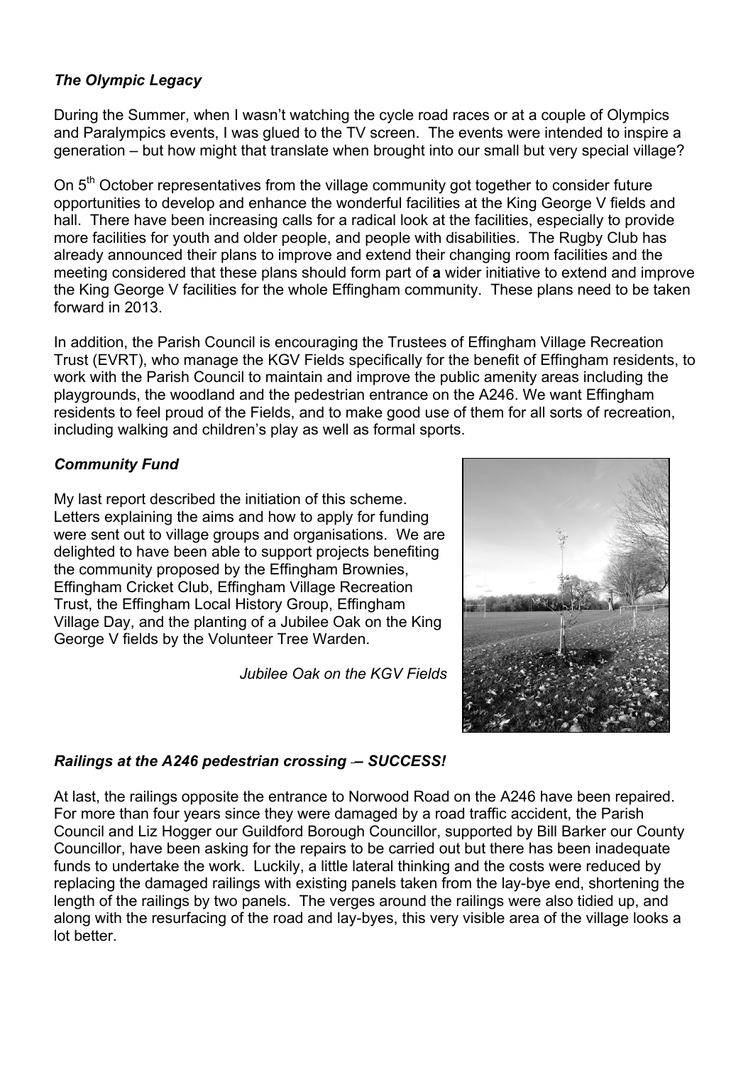***The Olympic Legacy***

During the Summer, when I wasn't watching the cycle road races or at a couple of Olympics and Paralympics events, I was glued to the TV screen. The events were intended to inspire a generation – but how might that translate when brought into our small but very special village?

On 5th October representatives from the village community got together to consider future opportunities to develop and enhance the wonderful facilities at the King George V fields and hall. There have been increasing calls for a radical look at the facilities, especially to provide more facilities for youth and older people, and people with disabilities. The Rugby Club has already announced their plans to improve and extend their changing room facilities and the meeting considered that these plans should form part of **a** wider initiative to extend and improve the King George V facilities for the whole Effingham community. These plans need to be taken forward in 2013.

In addition, the Parish Council is encouraging the Trustees of Effingham Village Recreation Trust (EVRT), who manage the KGV Fields specifically for the benefit of Effingham residents, to work with the Parish Council to maintain and improve the public amenity areas including the playgrounds, the woodland and the pedestrian entrance on the A246. We want Effingham residents to feel proud of the Fields, and to make good use of them for all sorts of recreation, including walking and children's play as well as formal sports.

***Community Fund***

My last report described the initiation of this scheme. Letters explaining the aims and how to apply for funding were sent out to village groups and organisations. We are delighted to have been able to support projects benefiting the community proposed by the Effingham Brownies, Effingham Cricket Club, Effingham Village Recreation Trust, the Effingham Local History Group, Effingham Village Day, and the planting of a Jubilee Oak on the King George V fields by the Volunteer Tree Warden.

*Jubilee Oak on the KGV Fields*

***Railings at the A246 pedestrian crossing – SUCCESS!***

At last, the railings opposite the entrance to Norwood Road on the A246 have been repaired. For more than four years since they were damaged by a road traffic accident, the Parish Council and Liz Hogger our Guildford Borough Councillor, supported by Bill Barker our County Councillor, have been asking for the repairs to be carried out but there has been inadequate funds to undertake the work. Luckily, a little lateral thinking and the costs were reduced by replacing the damaged railings with existing panels taken from the lay-bye end, shortening the length of the railings by two panels. The verges around the railings were also tidied up, and along with the resurfacing of the road and lay-byes, this very visible area of the village looks a lot better.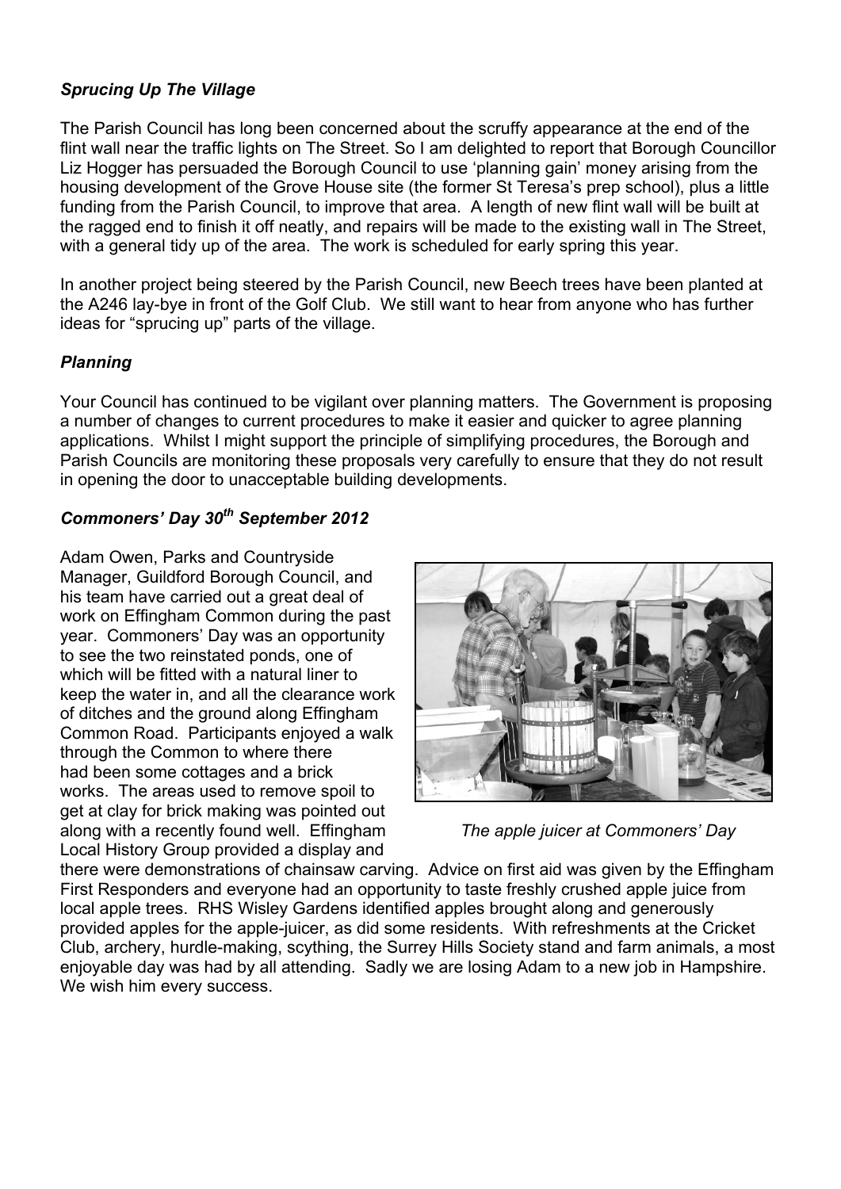### *Sprucing Up The Village*

The Parish Council has long been concerned about the scruffy appearance at the end of the flint wall near the traffic lights on The Street. So I am delighted to report that Borough Councillor Liz Hogger has persuaded the Borough Council to use 'planning gain' money arising from the housing development of the Grove House site (the former St Teresa's prep school), plus a little funding from the Parish Council, to improve that area. A length of new flint wall will be built at the ragged end to finish it off neatly, and repairs will be made to the existing wall in The Street, with a general tidy up of the area. The work is scheduled for early spring this year.

In another project being steered by the Parish Council, new Beech trees have been planted at the A246 lay-bye in front of the Golf Club. We still want to hear from anyone who has further ideas for "sprucing up" parts of the village.

### *Planning*

Your Council has continued to be vigilant over planning matters. The Government is proposing a number of changes to current procedures to make it easier and quicker to agree planning applications. Whilst I might support the principle of simplifying procedures, the Borough and Parish Councils are monitoring these proposals very carefully to ensure that they do not result in opening the door to unacceptable building developments.

### *Commoners' Day 30th September 2012*

Adam Owen, Parks and Countryside Manager, Guildford Borough Council, and his team have carried out a great deal of work on Effingham Common during the past year. Commoners' Day was an opportunity to see the two reinstated ponds, one of which will be fitted with a natural liner to keep the water in, and all the clearance work of ditches and the ground along Effingham Common Road. Participants enjoyed a walk through the Common to where there had been some cottages and a brick works. The areas used to remove spoil to get at clay for brick making was pointed out along with a recently found well. Effingham Local History Group provided a display and there were demonstrations of chainsaw carving. Advice on first aid was given by the Effingham First Responders and everyone had an opportunity to taste freshly crushed apple juice from local apple trees. RHS Wisley Gardens identified apples brought along and generously provided apples for the apple-juicer, as did some residents. With refreshments at the Cricket Club, archery, hurdle-making, scything, the Surrey Hills Society stand and farm animals, a most enjoyable day was had by all attending. Sadly we are losing Adam to a new job in Hampshire. We wish him every success.

*The apple juicer at Commoners' Day*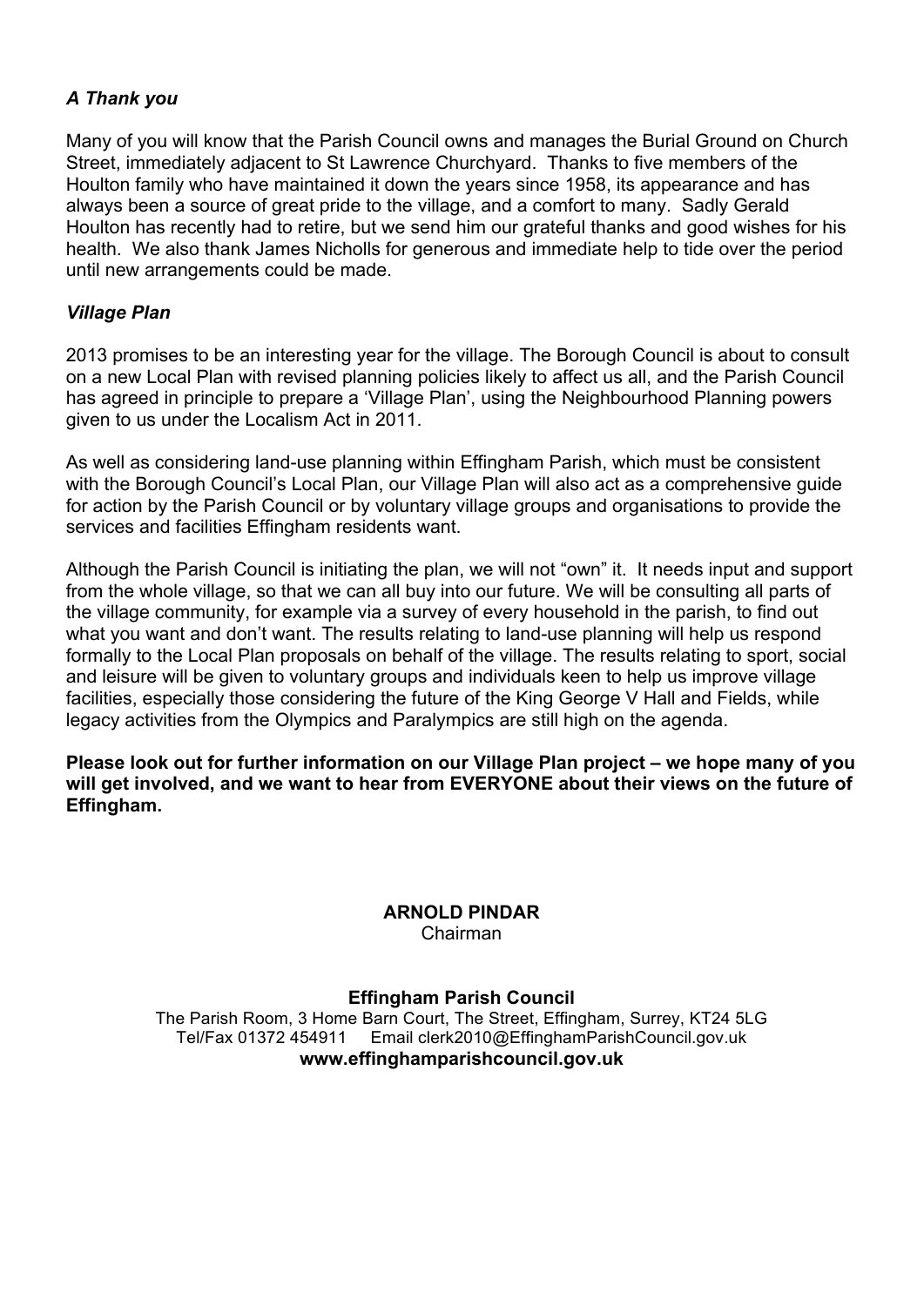### *A Thank you*

Many of you will know that the Parish Council owns and manages the Burial Ground on Church Street, immediately adjacent to St Lawrence Churchyard. Thanks to five members of the Houlton family who have maintained it down the years since 1958, its appearance and has always been a source of great pride to the village, and a comfort to many. Sadly Gerald Houlton has recently had to retire, but we send him our grateful thanks and good wishes for his health. We also thank James Nicholls for generous and immediate help to tide over the period until new arrangements could be made.

### *Village Plan*

2013 promises to be an interesting year for the village. The Borough Council is about to consult on a new Local Plan with revised planning policies likely to affect us all, and the Parish Council has agreed in principle to prepare a 'Village Plan', using the Neighbourhood Planning powers given to us under the Localism Act in 2011.

As well as considering land-use planning within Effingham Parish, which must be consistent with the Borough Council's Local Plan, our Village Plan will also act as a comprehensive guide for action by the Parish Council or by voluntary village groups and organisations to provide the services and facilities Effingham residents want.

Although the Parish Council is initiating the plan, we will not "own" it. It needs input and support from the whole village, so that we can all buy into our future. We will be consulting all parts of the village community, for example via a survey of every household in the parish, to find out what you want and don't want. The results relating to land-use planning will help us respond formally to the Local Plan proposals on behalf of the village. The results relating to sport, social and leisure will be given to voluntary groups and individuals keen to help us improve village facilities, especially those considering the future of the King George V Hall and Fields, while legacy activities from the Olympics and Paralympics are still high on the agenda.

**Please look out for further information on our Village Plan project – we hope many of you will get involved, and we want to hear from EVERYONE about their views on the future of Effingham.**

**ARNOLD PINDAR**
Chairman

**Effingham Parish Council**
The Parish Room, 3 Home Barn Court, The Street, Effingham, Surrey, KT24 5LG
Tel/Fax 01372 454911 Email clerk2010@EffinghamParishCouncil.gov.uk
**www.effinghamparishcouncil.gov.uk**